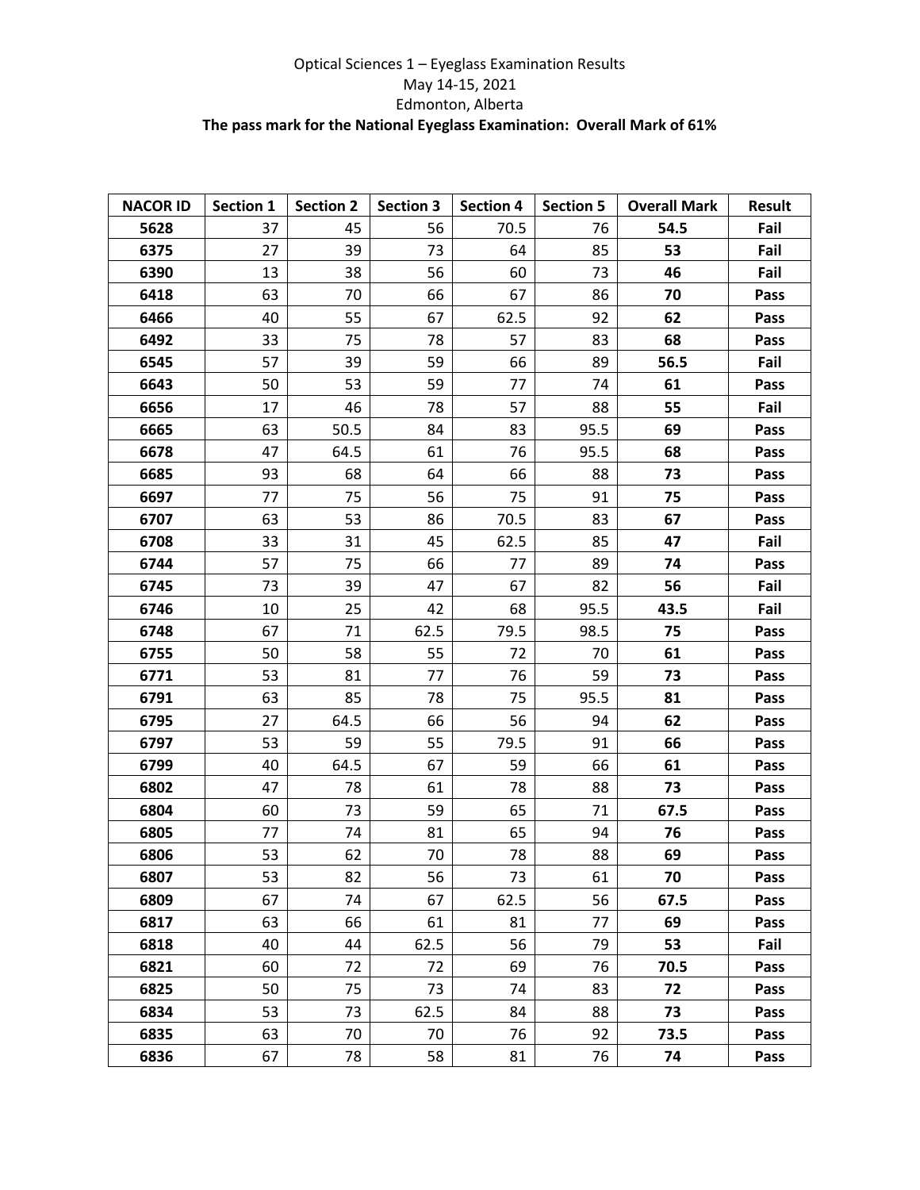Optical Sciences 1 – Eyeglass Examination Results

May 14-15, 2021

Edmonton, Alberta

**The pass mark for the National Eyeglass Examination: Overall Mark of 61%**

| NACOR ID | Section 1 | Section 2 | Section 3 | Section 4 | Section 5 | Overall Mark | Result |
|---|---|---|---|---|---|---|---|
| **5628** | 37 | 45 | 56 | 70.5 | 76 | **54.5** | **Fail** |
| **6375** | 27 | 39 | 73 | 64 | 85 | **53** | **Fail** |
| **6390** | 13 | 38 | 56 | 60 | 73 | **46** | **Fail** |
| **6418** | 63 | 70 | 66 | 67 | 86 | **70** | **Pass** |
| **6466** | 40 | 55 | 67 | 62.5 | 92 | **62** | **Pass** |
| **6492** | 33 | 75 | 78 | 57 | 83 | **68** | **Pass** |
| **6545** | 57 | 39 | 59 | 66 | 89 | **56.5** | **Fail** |
| **6643** | 50 | 53 | 59 | 77 | 74 | **61** | **Pass** |
| **6656** | 17 | 46 | 78 | 57 | 88 | **55** | **Fail** |
| **6665** | 63 | 50.5 | 84 | 83 | 95.5 | **69** | **Pass** |
| **6678** | 47 | 64.5 | 61 | 76 | 95.5 | **68** | **Pass** |
| **6685** | 93 | 68 | 64 | 66 | 88 | **73** | **Pass** |
| **6697** | 77 | 75 | 56 | 75 | 91 | **75** | **Pass** |
| **6707** | 63 | 53 | 86 | 70.5 | 83 | **67** | **Pass** |
| **6708** | 33 | 31 | 45 | 62.5 | 85 | **47** | **Fail** |
| **6744** | 57 | 75 | 66 | 77 | 89 | **74** | **Pass** |
| **6745** | 73 | 39 | 47 | 67 | 82 | **56** | **Fail** |
| **6746** | 10 | 25 | 42 | 68 | 95.5 | **43.5** | **Fail** |
| **6748** | 67 | 71 | 62.5 | 79.5 | 98.5 | **75** | **Pass** |
| **6755** | 50 | 58 | 55 | 72 | 70 | **61** | **Pass** |
| **6771** | 53 | 81 | 77 | 76 | 59 | **73** | **Pass** |
| **6791** | 63 | 85 | 78 | 75 | 95.5 | **81** | **Pass** |
| **6795** | 27 | 64.5 | 66 | 56 | 94 | **62** | **Pass** |
| **6797** | 53 | 59 | 55 | 79.5 | 91 | **66** | **Pass** |
| **6799** | 40 | 64.5 | 67 | 59 | 66 | **61** | **Pass** |
| **6802** | 47 | 78 | 61 | 78 | 88 | **73** | **Pass** |
| **6804** | 60 | 73 | 59 | 65 | 71 | **67.5** | **Pass** |
| **6805** | 77 | 74 | 81 | 65 | 94 | **76** | **Pass** |
| **6806** | 53 | 62 | 70 | 78 | 88 | **69** | **Pass** |
| **6807** | 53 | 82 | 56 | 73 | 61 | **70** | **Pass** |
| **6809** | 67 | 74 | 67 | 62.5 | 56 | **67.5** | **Pass** |
| **6817** | 63 | 66 | 61 | 81 | 77 | **69** | **Pass** |
| **6818** | 40 | 44 | 62.5 | 56 | 79 | **53** | **Fail** |
| **6821** | 60 | 72 | 72 | 69 | 76 | **70.5** | **Pass** |
| **6825** | 50 | 75 | 73 | 74 | 83 | **72** | **Pass** |
| **6834** | 53 | 73 | 62.5 | 84 | 88 | **73** | **Pass** |
| **6835** | 63 | 70 | 70 | 76 | 92 | **73.5** | **Pass** |
| **6836** | 67 | 78 | 58 | 81 | 76 | **74** | **Pass** |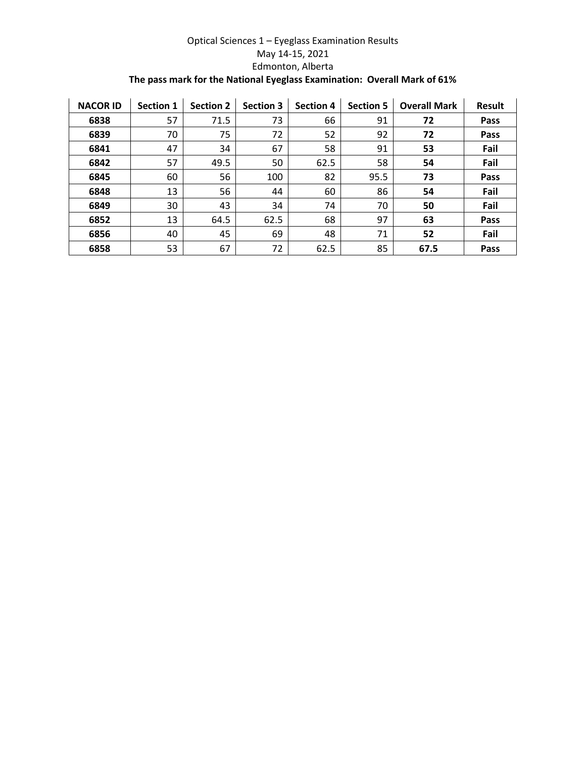Optical Sciences 1 – Eyeglass Examination Results

May 14-15, 2021

Edmonton, Alberta

**The pass mark for the National Eyeglass Examination: Overall Mark of 61%**

| NACOR ID | Section 1 | Section 2 | Section 3 | Section 4 | Section 5 | Overall Mark | Result |
|---|---|---|---|---|---|---|---|
| **6838** | 57 | 71.5 | 73 | 66 | 91 | **72** | **Pass** |
| **6839** | 70 | 75 | 72 | 52 | 92 | **72** | **Pass** |
| **6841** | 47 | 34 | 67 | 58 | 91 | **53** | **Fail** |
| **6842** | 57 | 49.5 | 50 | 62.5 | 58 | **54** | **Fail** |
| **6845** | 60 | 56 | 100 | 82 | 95.5 | **73** | **Pass** |
| **6848** | 13 | 56 | 44 | 60 | 86 | **54** | **Fail** |
| **6849** | 30 | 43 | 34 | 74 | 70 | **50** | **Fail** |
| **6852** | 13 | 64.5 | 62.5 | 68 | 97 | **63** | **Pass** |
| **6856** | 40 | 45 | 69 | 48 | 71 | **52** | **Fail** |
| **6858** | 53 | 67 | 72 | 62.5 | 85 | **67.5** | **Pass** |